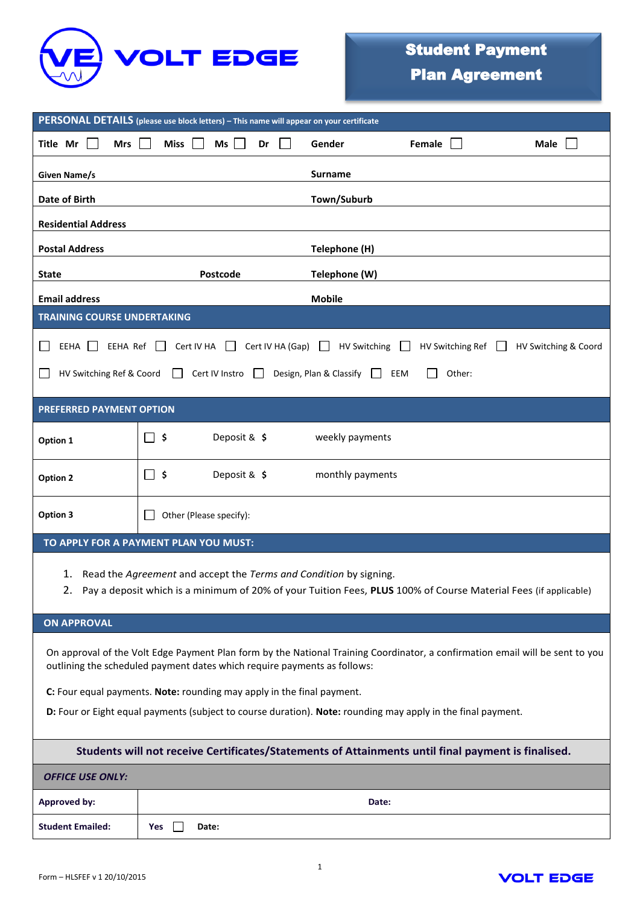# VOLT EDGE

# Student Payment Plan Agreement

## PERSONAL DETAILS (please use block letters) – This name will appear on your certificate

| | |
|---|---|
| **Title** Mr ☐ Mrs ☐ Miss ☐ Ms ☐ Dr ☐ | **Gender** Female ☐ Male ☐ |
| **Given Name/s** | **Surname** |
| **Date of Birth** | **Town/Suburb** |
| **Residential Address** | |
| **Postal Address** | **Telephone (H)** |
| **State** **Postcode** | **Telephone (W)** |
| **Email address** | **Mobile** |

## TRAINING COURSE UNDERTAKING

☐ EEHA ☐ EEHA Ref ☐ Cert IV HA ☐ Cert IV HA (Gap) ☐ HV Switching ☐ HV Switching Ref ☐ HV Switching & Coord

☐ HV Switching Ref & Coord ☐ Cert IV Instro ☐ Design, Plan & Classify ☐ EEM ☐ Other:

## PREFERRED PAYMENT OPTION

| | |
|---|---|
| **Option 1** | ☐ $ Deposit & $ weekly payments |
| **Option 2** | ☐ $ Deposit & $ monthly payments |
| **Option 3** | ☐ Other (Please specify): |

## TO APPLY FOR A PAYMENT PLAN YOU MUST:

1. Read the *Agreement* and accept the *Terms and Condition* by signing.
2. Pay a deposit which is a minimum of 20% of your Tuition Fees, **PLUS** 100% of Course Material Fees (if applicable)

## ON APPROVAL

On approval of the Volt Edge Payment Plan form by the National Training Coordinator, a confirmation email will be sent to you outlining the scheduled payment dates which require payments as follows:

**C:** Four equal payments. **Note:** rounding may apply in the final payment.

**D:** Four or Eight equal payments (subject to course duration). **Note:** rounding may apply in the final payment.

**Students will not receive Certificates/Statements of Attainments until final payment is finalised.**

***OFFICE USE ONLY:***

| | |
|---|---|
| **Approved by:** | **Date:** |
| **Student Emailed:** | **Yes** ☐ **Date:** |

Form – HLSFEF v 1 20/10/2015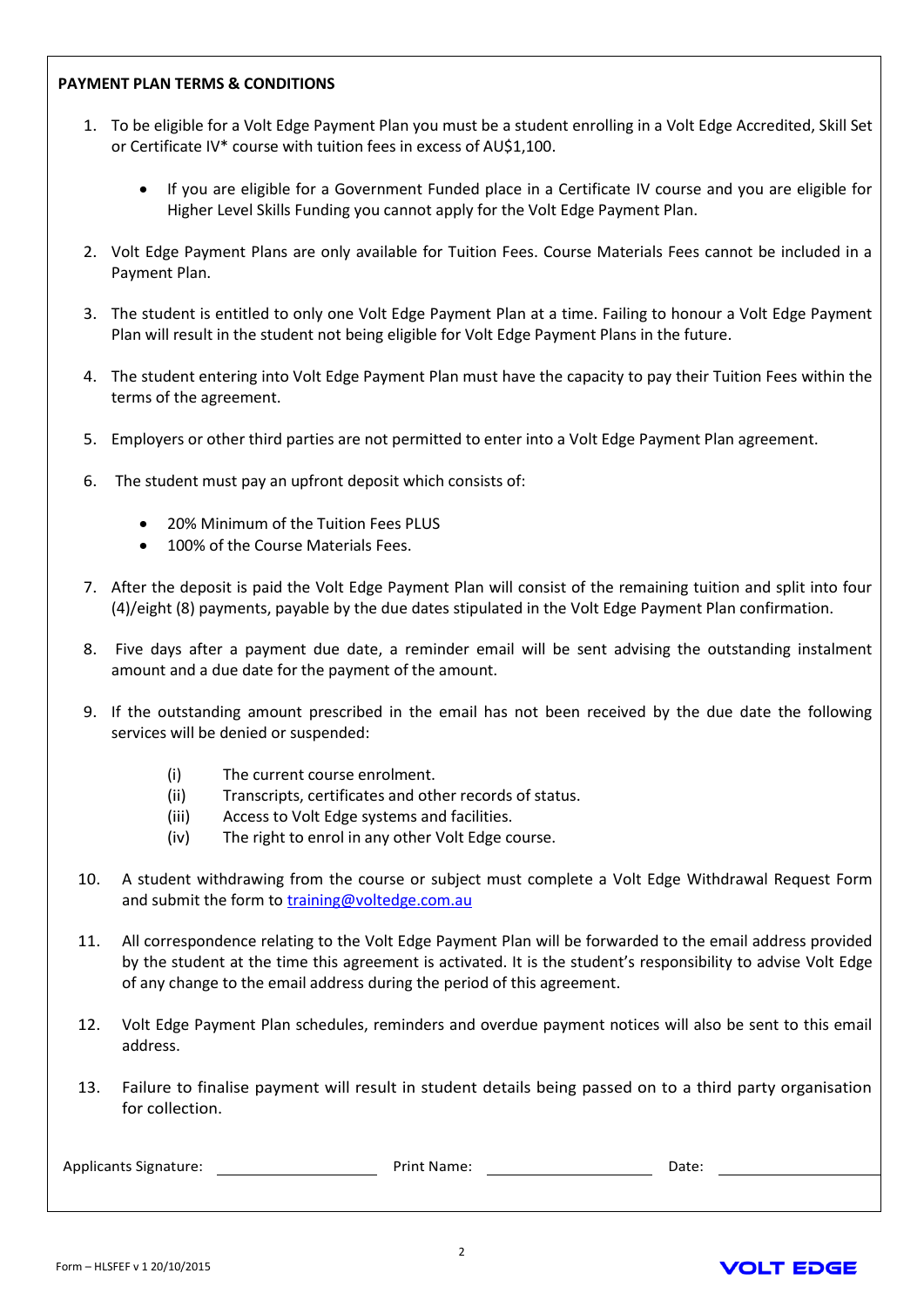**PAYMENT PLAN TERMS & CONDITIONS**

1. To be eligible for a Volt Edge Payment Plan you must be a student enrolling in a Volt Edge Accredited, Skill Set or Certificate IV* course with tuition fees in excess of AU$1,100.

    - If you are eligible for a Government Funded place in a Certificate IV course and you are eligible for Higher Level Skills Funding you cannot apply for the Volt Edge Payment Plan.

2. Volt Edge Payment Plans are only available for Tuition Fees. Course Materials Fees cannot be included in a Payment Plan.

3. The student is entitled to only one Volt Edge Payment Plan at a time. Failing to honour a Volt Edge Payment Plan will result in the student not being eligible for Volt Edge Payment Plans in the future.

4. The student entering into Volt Edge Payment Plan must have the capacity to pay their Tuition Fees within the terms of the agreement.

5. Employers or other third parties are not permitted to enter into a Volt Edge Payment Plan agreement.

6. The student must pay an upfront deposit which consists of:

    - 20% Minimum of the Tuition Fees PLUS
    - 100% of the Course Materials Fees.

7. After the deposit is paid the Volt Edge Payment Plan will consist of the remaining tuition and split into four (4)/eight (8) payments, payable by the due dates stipulated in the Volt Edge Payment Plan confirmation.

8. Five days after a payment due date, a reminder email will be sent advising the outstanding instalment amount and a due date for the payment of the amount.

9. If the outstanding amount prescribed in the email has not been received by the due date the following services will be denied or suspended:

    (i) The current course enrolment.
    (ii) Transcripts, certificates and other records of status.
    (iii) Access to Volt Edge systems and facilities.
    (iv) The right to enrol in any other Volt Edge course.

10. A student withdrawing from the course or subject must complete a Volt Edge Withdrawal Request Form and submit the form to training@voltedge.com.au

11. All correspondence relating to the Volt Edge Payment Plan will be forwarded to the email address provided by the student at the time this agreement is activated. It is the student's responsibility to advise Volt Edge of any change to the email address during the period of this agreement.

12. Volt Edge Payment Plan schedules, reminders and overdue payment notices will also be sent to this email address.

13. Failure to finalise payment will result in student details being passed on to a third party organisation for collection.

Applicants Signature: ____________________ Print Name: ____________________ Date: ____________________

Form – HLSFEF v 1 20/10/2015